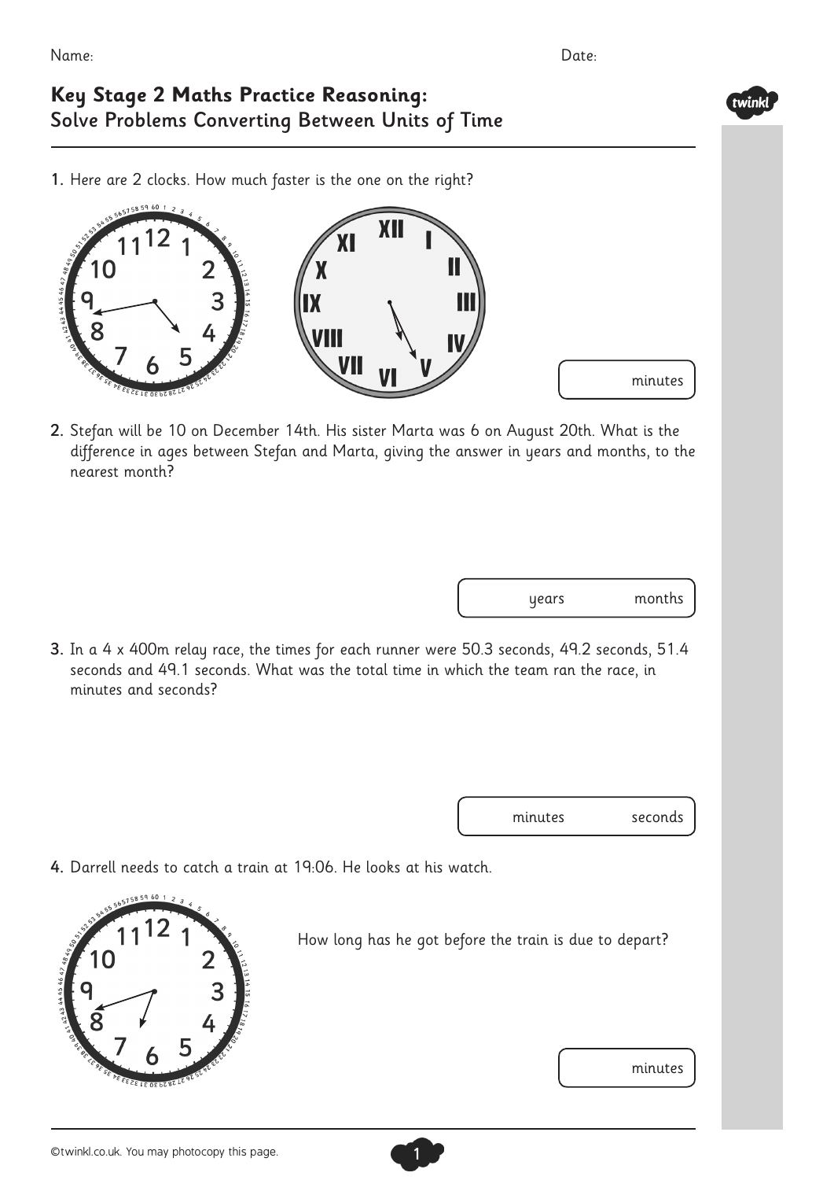Name: Date:

# Key Stage 2 Maths Practice Reasoning:
## Solve Problems Converting Between Units of Time

1. Here are 2 clocks. How much faster is the one on the right?

minutes

2. Stefan will be 10 on December 14th. His sister Marta was 6 on August 20th. What is the difference in ages between Stefan and Marta, giving the answer in years and months, to the nearest month?

years months

3. In a 4 x 400m relay race, the times for each runner were 50.3 seconds, 49.2 seconds, 51.4 seconds and 49.1 seconds. What was the total time in which the team ran the race, in minutes and seconds?

minutes seconds

4. Darrell needs to catch a train at 19:06. He looks at his watch.

How long has he got before the train is due to depart?

minutes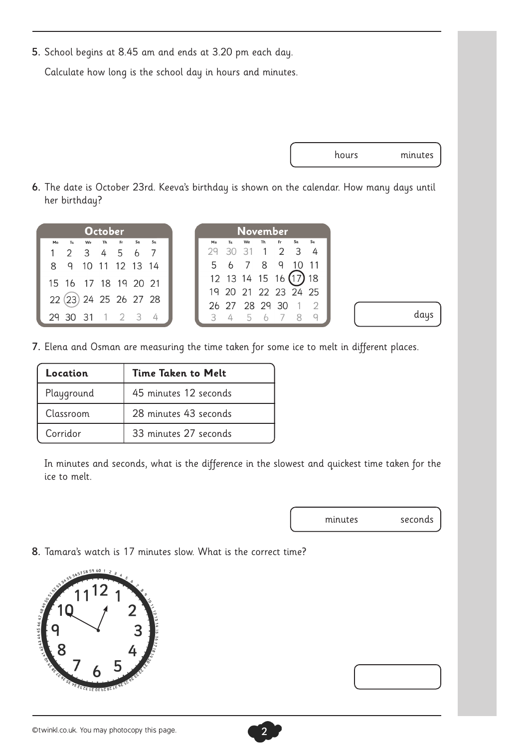5. School begins at 8.45 am and ends at 3.20 pm each day.

   Calculate how long is the school day in hours and minutes.

   hours minutes

6. The date is October 23rd. Keeva's birthday is shown on the calendar. How many days until her birthday?

**October**

| Mo | Tu | We | Th | Fr | Sa | Su |
|---|---|---|---|---|---|---|
| 1 | 2 | 3 | 4 | 5 | 6 | 7 |
| 8 | 9 | 10 | 11 | 12 | 13 | 14 |
| 15 | 16 | 17 | 18 | 19 | 20 | 21 |
| 22 | (23) | 24 | 25 | 26 | 27 | 28 |
| 29 | 30 | 31 | 1 | 2 | 3 | 4 |

**November**

| Mo | Tu | We | Th | Fr | Sa | Su |
|---|---|---|---|---|---|---|
| 29 | 30 | 31 | 1 | 2 | 3 | 4 |
| 5 | 6 | 7 | 8 | 9 | 10 | 11 |
| 12 | 13 | 14 | 15 | 16 | (17) | 18 |
| 19 | 20 | 21 | 22 | 23 | 24 | 25 |
| 26 | 27 | 28 | 29 | 30 | 1 | 2 |
| 3 | 4 | 5 | 6 | 7 | 8 | 9 |

   days

7. Elena and Osman are measuring the time taken for some ice to melt in different places.

| Location | Time Taken to Melt |
|---|---|
| Playground | 45 minutes 12 seconds |
| Classroom | 28 minutes 43 seconds |
| Corridor | 33 minutes 27 seconds |

   In minutes and seconds, what is the difference in the slowest and quickest time taken for the ice to melt.

   minutes seconds

8. Tamara's watch is 17 minutes slow. What is the correct time?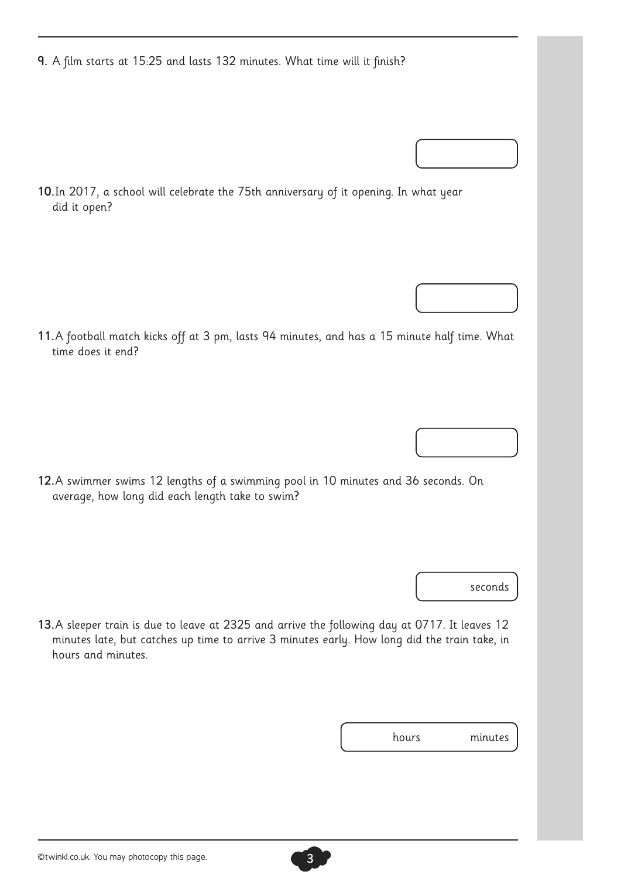9. A film starts at 15:25 and lasts 132 minutes. What time will it finish?

10. In 2017, a school will celebrate the 75th anniversary of it opening. In what year did it open?

11. A football match kicks off at 3 pm, lasts 94 minutes, and has a 15 minute half time. What time does it end?

12. A swimmer swims 12 lengths of a swimming pool in 10 minutes and 36 seconds. On average, how long did each length take to swim?

seconds

13. A sleeper train is due to leave at 2325 and arrive the following day at 0717. It leaves 12 minutes late, but catches up time to arrive 3 minutes early. How long did the train take, in hours and minutes.

hours minutes

©twinkl.co.uk. You may photocopy this page.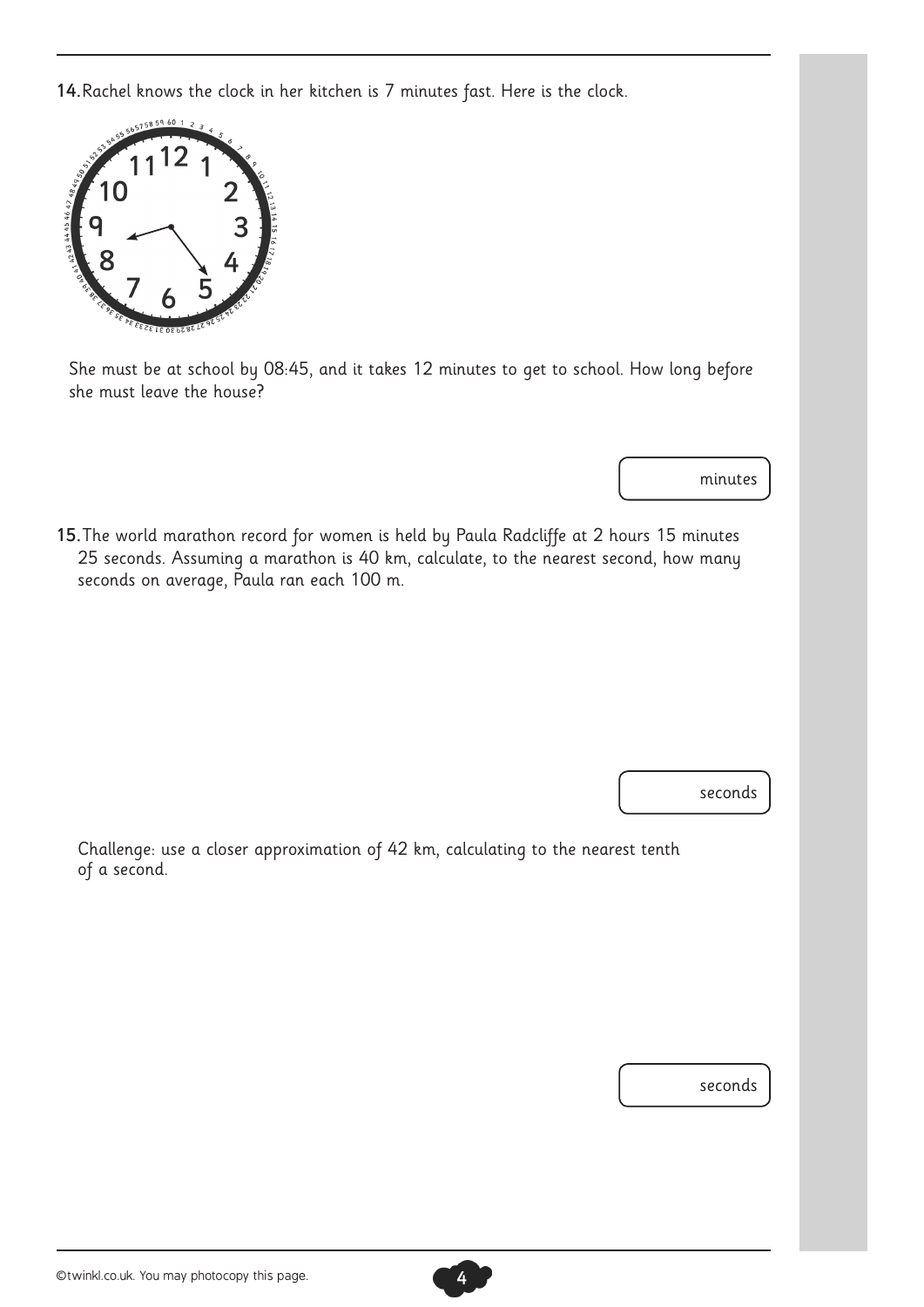**14.** Rachel knows the clock in her kitchen is 7 minutes fast. Here is the clock.

She must be at school by 08:45, and it takes 12 minutes to get to school. How long before she must leave the house?

minutes

**15.** The world marathon record for women is held by Paula Radcliffe at 2 hours 15 minutes 25 seconds. Assuming a marathon is 40 km, calculate, to the nearest second, how many seconds on average, Paula ran each 100 m.

seconds

Challenge: use a closer approximation of 42 km, calculating to the nearest tenth of a second.

seconds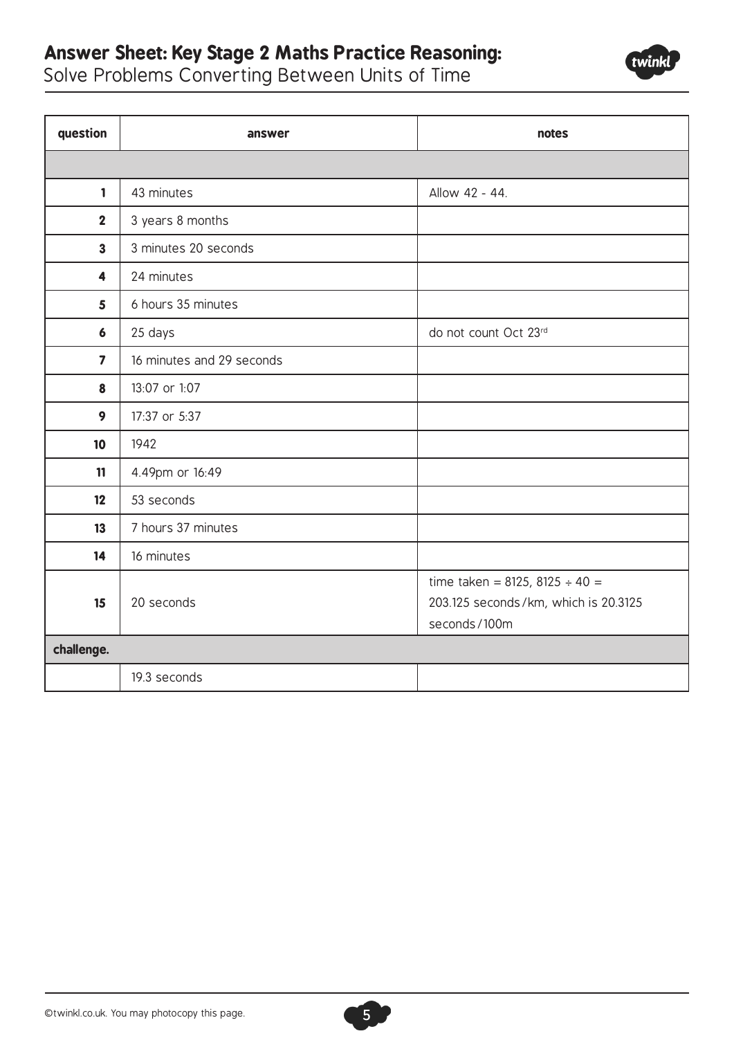# Answer Sheet: Key Stage 2 Maths Practice Reasoning:

Solve Problems Converting Between Units of Time

| question | answer | notes |
|---|---|---|
| | | |
| 1 | 43 minutes | Allow 42 - 44. |
| 2 | 3 years 8 months | |
| 3 | 3 minutes 20 seconds | |
| 4 | 24 minutes | |
| 5 | 6 hours 35 minutes | |
| 6 | 25 days | do not count Oct 23rd |
| 7 | 16 minutes and 29 seconds | |
| 8 | 13:07 or 1:07 | |
| 9 | 17:37 or 5:37 | |
| 10 | 1942 | |
| 11 | 4.49pm or 16:49 | |
| 12 | 53 seconds | |
| 13 | 7 hours 37 minutes | |
| 14 | 16 minutes | |
| 15 | 20 seconds | time taken = 8125, 8125 ÷ 40 = 203.125 seconds/km, which is 20.3125 seconds/100m |
| **challenge.** | | |
| | 19.3 seconds | |

©twinkl.co.uk. You may photocopy this page.